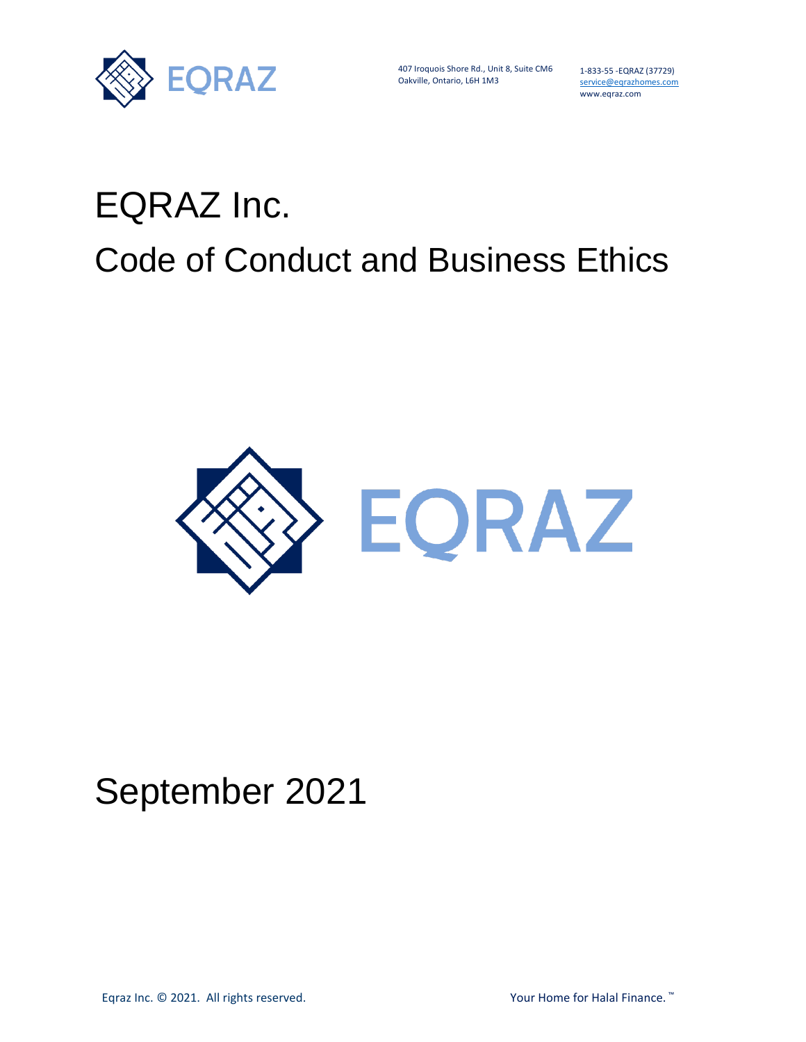407 Iroquois Shore Rd., Unit 8, Suite CM6
Oakville, Ontario, L6H 1M3

1-833-55 -EQRAZ (37729)
service@eqrazhomes.com
www.eqraz.com

# EQRAZ Inc.

# Code of Conduct and Business Ethics

EQRAZ

September 2021

Eqraz Inc. © 2021. All rights reserved.

Your Home for Halal Finance.™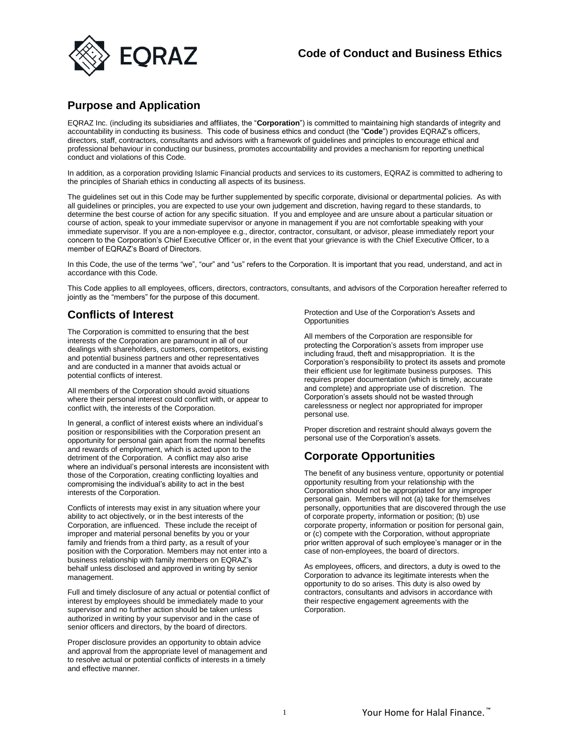# Code of Conduct and Business Ethics

## Purpose and Application

EQRAZ Inc. (including its subsidiaries and affiliates, the "**Corporation**") is committed to maintaining high standards of integrity and accountability in conducting its business. This code of business ethics and conduct (the "**Code**") provides EQRAZ's officers, directors, staff, contractors, consultants and advisors with a framework of guidelines and principles to encourage ethical and professional behaviour in conducting our business, promotes accountability and provides a mechanism for reporting unethical conduct and violations of this Code.

In addition, as a corporation providing Islamic Financial products and services to its customers, EQRAZ is committed to adhering to the principles of Shariah ethics in conducting all aspects of its business.

The guidelines set out in this Code may be further supplemented by specific corporate, divisional or departmental policies. As with all guidelines or principles, you are expected to use your own judgement and discretion, having regard to these standards, to determine the best course of action for any specific situation. If you and employee and are unsure about a particular situation or course of action, speak to your immediate supervisor or anyone in management if you are not comfortable speaking with your immediate supervisor. If you are a non-employee e.g., director, contractor, consultant, or advisor, please immediately report your concern to the Corporation's Chief Executive Officer or, in the event that your grievance is with the Chief Executive Officer, to a member of EQRAZ's Board of Directors.

In this Code, the use of the terms "we", "our" and "us" refers to the Corporation. It is important that you read, understand, and act in accordance with this Code.

This Code applies to all employees, officers, directors, contractors, consultants, and advisors of the Corporation hereafter referred to jointly as the "members" for the purpose of this document.

## Conflicts of Interest

The Corporation is committed to ensuring that the best interests of the Corporation are paramount in all of our dealings with shareholders, customers, competitors, existing and potential business partners and other representatives and are conducted in a manner that avoids actual or potential conflicts of interest.

All members of the Corporation should avoid situations where their personal interest could conflict with, or appear to conflict with, the interests of the Corporation.

In general, a conflict of interest exists where an individual's position or responsibilities with the Corporation present an opportunity for personal gain apart from the normal benefits and rewards of employment, which is acted upon to the detriment of the Corporation. A conflict may also arise where an individual's personal interests are inconsistent with those of the Corporation, creating conflicting loyalties and compromising the individual's ability to act in the best interests of the Corporation.

Conflicts of interests may exist in any situation where your ability to act objectively, or in the best interests of the Corporation, are influenced. These include the receipt of improper and material personal benefits by you or your family and friends from a third party, as a result of your position with the Corporation. Members may not enter into a business relationship with family members on EQRAZ's behalf unless disclosed and approved in writing by senior management.

Full and timely disclosure of any actual or potential conflict of interest by employees should be immediately made to your supervisor and no further action should be taken unless authorized in writing by your supervisor and in the case of senior officers and directors, by the board of directors.

Proper disclosure provides an opportunity to obtain advice and approval from the appropriate level of management and to resolve actual or potential conflicts of interests in a timely and effective manner.

Protection and Use of the Corporation's Assets and Opportunities

All members of the Corporation are responsible for protecting the Corporation's assets from improper use including fraud, theft and misappropriation. It is the Corporation's responsibility to protect its assets and promote their efficient use for legitimate business purposes. This requires proper documentation (which is timely, accurate and complete) and appropriate use of discretion. The Corporation's assets should not be wasted through carelessness or neglect nor appropriated for improper personal use.

Proper discretion and restraint should always govern the personal use of the Corporation's assets.

## Corporate Opportunities

The benefit of any business venture, opportunity or potential opportunity resulting from your relationship with the Corporation should not be appropriated for any improper personal gain. Members will not (a) take for themselves personally, opportunities that are discovered through the use of corporate property, information or position; (b) use corporate property, information or position for personal gain, or (c) compete with the Corporation, without appropriate prior written approval of such employee's manager or in the case of non-employees, the board of directors.

As employees, officers, and directors, a duty is owed to the Corporation to advance its legitimate interests when the opportunity to do so arises. This duty is also owed by contractors, consultants and advisors in accordance with their respective engagement agreements with the Corporation.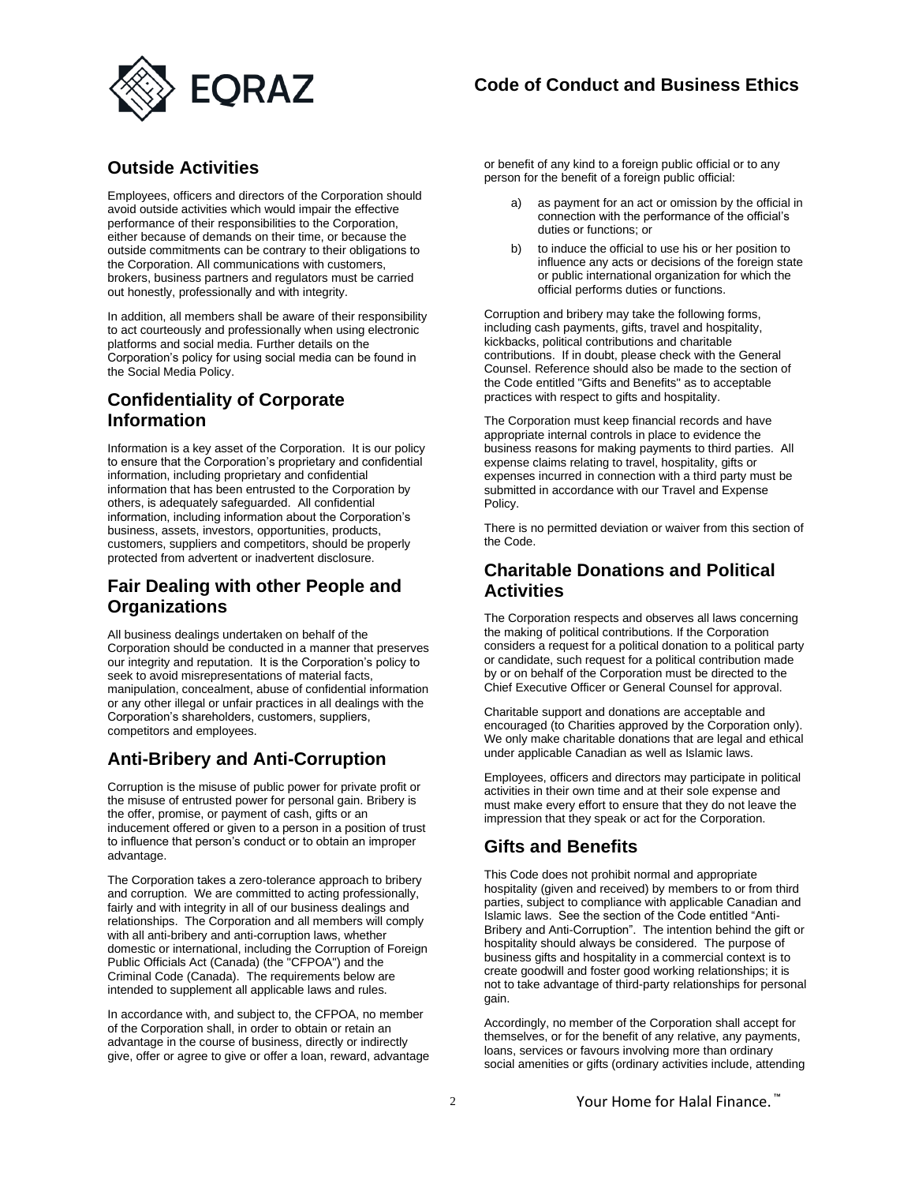## Outside Activities

Employees, officers and directors of the Corporation should avoid outside activities which would impair the effective performance of their responsibilities to the Corporation, either because of demands on their time, or because the outside commitments can be contrary to their obligations to the Corporation. All communications with customers, brokers, business partners and regulators must be carried out honestly, professionally and with integrity.

In addition, all members shall be aware of their responsibility to act courteously and professionally when using electronic platforms and social media. Further details on the Corporation's policy for using social media can be found in the Social Media Policy.

## Confidentiality of Corporate Information

Information is a key asset of the Corporation. It is our policy to ensure that the Corporation's proprietary and confidential information, including proprietary and confidential information that has been entrusted to the Corporation by others, is adequately safeguarded. All confidential information, including information about the Corporation's business, assets, investors, opportunities, products, customers, suppliers and competitors, should be properly protected from advertent or inadvertent disclosure.

## Fair Dealing with other People and Organizations

All business dealings undertaken on behalf of the Corporation should be conducted in a manner that preserves our integrity and reputation. It is the Corporation's policy to seek to avoid misrepresentations of material facts, manipulation, concealment, abuse of confidential information or any other illegal or unfair practices in all dealings with the Corporation's shareholders, customers, suppliers, competitors and employees.

## Anti-Bribery and Anti-Corruption

Corruption is the misuse of public power for private profit or the misuse of entrusted power for personal gain. Bribery is the offer, promise, or payment of cash, gifts or an inducement offered or given to a person in a position of trust to influence that person's conduct or to obtain an improper advantage.

The Corporation takes a zero-tolerance approach to bribery and corruption. We are committed to acting professionally, fairly and with integrity in all of our business dealings and relationships. The Corporation and all members will comply with all anti-bribery and anti-corruption laws, whether domestic or international, including the Corruption of Foreign Public Officials Act (Canada) (the "CFPOA") and the Criminal Code (Canada). The requirements below are intended to supplement all applicable laws and rules.

In accordance with, and subject to, the CFPOA, no member of the Corporation shall, in order to obtain or retain an advantage in the course of business, directly or indirectly give, offer or agree to give or offer a loan, reward, advantage or benefit of any kind to a foreign public official or to any person for the benefit of a foreign public official:

a) as payment for an act or omission by the official in connection with the performance of the official's duties or functions; or

b) to induce the official to use his or her position to influence any acts or decisions of the foreign state or public international organization for which the official performs duties or functions.

Corruption and bribery may take the following forms, including cash payments, gifts, travel and hospitality, kickbacks, political contributions and charitable contributions. If in doubt, please check with the General Counsel. Reference should also be made to the section of the Code entitled "Gifts and Benefits" as to acceptable practices with respect to gifts and hospitality.

The Corporation must keep financial records and have appropriate internal controls in place to evidence the business reasons for making payments to third parties. All expense claims relating to travel, hospitality, gifts or expenses incurred in connection with a third party must be submitted in accordance with our Travel and Expense Policy.

There is no permitted deviation or waiver from this section of the Code.

## Charitable Donations and Political Activities

The Corporation respects and observes all laws concerning the making of political contributions. If the Corporation considers a request for a political donation to a political party or candidate, such request for a political contribution made by or on behalf of the Corporation must be directed to the Chief Executive Officer or General Counsel for approval.

Charitable support and donations are acceptable and encouraged (to Charities approved by the Corporation only). We only make charitable donations that are legal and ethical under applicable Canadian as well as Islamic laws.

Employees, officers and directors may participate in political activities in their own time and at their sole expense and must make every effort to ensure that they do not leave the impression that they speak or act for the Corporation.

## Gifts and Benefits

This Code does not prohibit normal and appropriate hospitality (given and received) by members to or from third parties, subject to compliance with applicable Canadian and Islamic laws. See the section of the Code entitled "Anti-Bribery and Anti-Corruption". The intention behind the gift or hospitality should always be considered. The purpose of business gifts and hospitality in a commercial context is to create goodwill and foster good working relationships; it is not to take advantage of third-party relationships for personal gain.

Accordingly, no member of the Corporation shall accept for themselves, or for the benefit of any relative, any payments, loans, services or favours involving more than ordinary social amenities or gifts (ordinary activities include, attending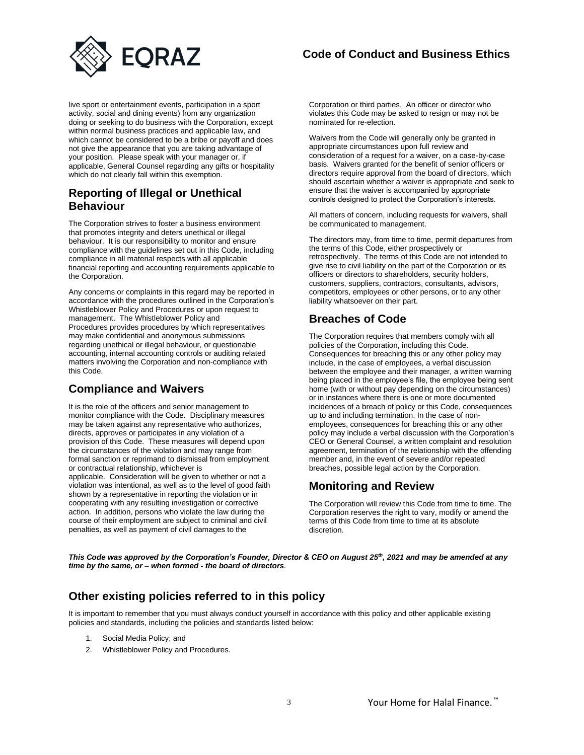live sport or entertainment events, participation in a sport activity, social and dining events) from any organization doing or seeking to do business with the Corporation, except within normal business practices and applicable law, and which cannot be considered to be a bribe or payoff and does not give the appearance that you are taking advantage of your position. Please speak with your manager or, if applicable, General Counsel regarding any gifts or hospitality which do not clearly fall within this exemption.

## Reporting of Illegal or Unethical Behaviour

The Corporation strives to foster a business environment that promotes integrity and deters unethical or illegal behaviour. It is our responsibility to monitor and ensure compliance with the guidelines set out in this Code, including compliance in all material respects with all applicable financial reporting and accounting requirements applicable to the Corporation.

Any concerns or complaints in this regard may be reported in accordance with the procedures outlined in the Corporation's Whistleblower Policy and Procedures or upon request to management. The Whistleblower Policy and Procedures provides procedures by which representatives may make confidential and anonymous submissions regarding unethical or illegal behaviour, or questionable accounting, internal accounting controls or auditing related matters involving the Corporation and non-compliance with this Code.

## Compliance and Waivers

It is the role of the officers and senior management to monitor compliance with the Code. Disciplinary measures may be taken against any representative who authorizes, directs, approves or participates in any violation of a provision of this Code. These measures will depend upon the circumstances of the violation and may range from formal sanction or reprimand to dismissal from employment or contractual relationship, whichever is applicable. Consideration will be given to whether or not a violation was intentional, as well as to the level of good faith shown by a representative in reporting the violation or in cooperating with any resulting investigation or corrective action. In addition, persons who violate the law during the course of their employment are subject to criminal and civil penalties, as well as payment of civil damages to the Corporation or third parties. An officer or director who violates this Code may be asked to resign or may not be nominated for re-election.

Waivers from the Code will generally only be granted in appropriate circumstances upon full review and consideration of a request for a waiver, on a case-by-case basis. Waivers granted for the benefit of senior officers or directors require approval from the board of directors, which should ascertain whether a waiver is appropriate and seek to ensure that the waiver is accompanied by appropriate controls designed to protect the Corporation's interests.

All matters of concern, including requests for waivers, shall be communicated to management.

The directors may, from time to time, permit departures from the terms of this Code, either prospectively or retrospectively. The terms of this Code are not intended to give rise to civil liability on the part of the Corporation or its officers or directors to shareholders, security holders, customers, suppliers, contractors, consultants, advisors, competitors, employees or other persons, or to any other liability whatsoever on their part.

## Breaches of Code

The Corporation requires that members comply with all policies of the Corporation, including this Code. Consequences for breaching this or any other policy may include, in the case of employees, a verbal discussion between the employee and their manager, a written warning being placed in the employee's file, the employee being sent home (with or without pay depending on the circumstances) or in instances where there is one or more documented incidences of a breach of policy or this Code, consequences up to and including termination. In the case of non-employees, consequences for breaching this or any other policy may include a verbal discussion with the Corporation's CEO or General Counsel, a written complaint and resolution agreement, termination of the relationship with the offending member and, in the event of severe and/or repeated breaches, possible legal action by the Corporation.

## Monitoring and Review

The Corporation will review this Code from time to time. The Corporation reserves the right to vary, modify or amend the terms of this Code from time to time at its absolute discretion.

***This Code was approved by the Corporation's Founder, Director & CEO on August 25th, 2021 and may be amended at any time by the same, or – when formed - the board of directors.***

## Other existing policies referred to in this policy

It is important to remember that you must always conduct yourself in accordance with this policy and other applicable existing policies and standards, including the policies and standards listed below:

1. Social Media Policy; and
2. Whistleblower Policy and Procedures.